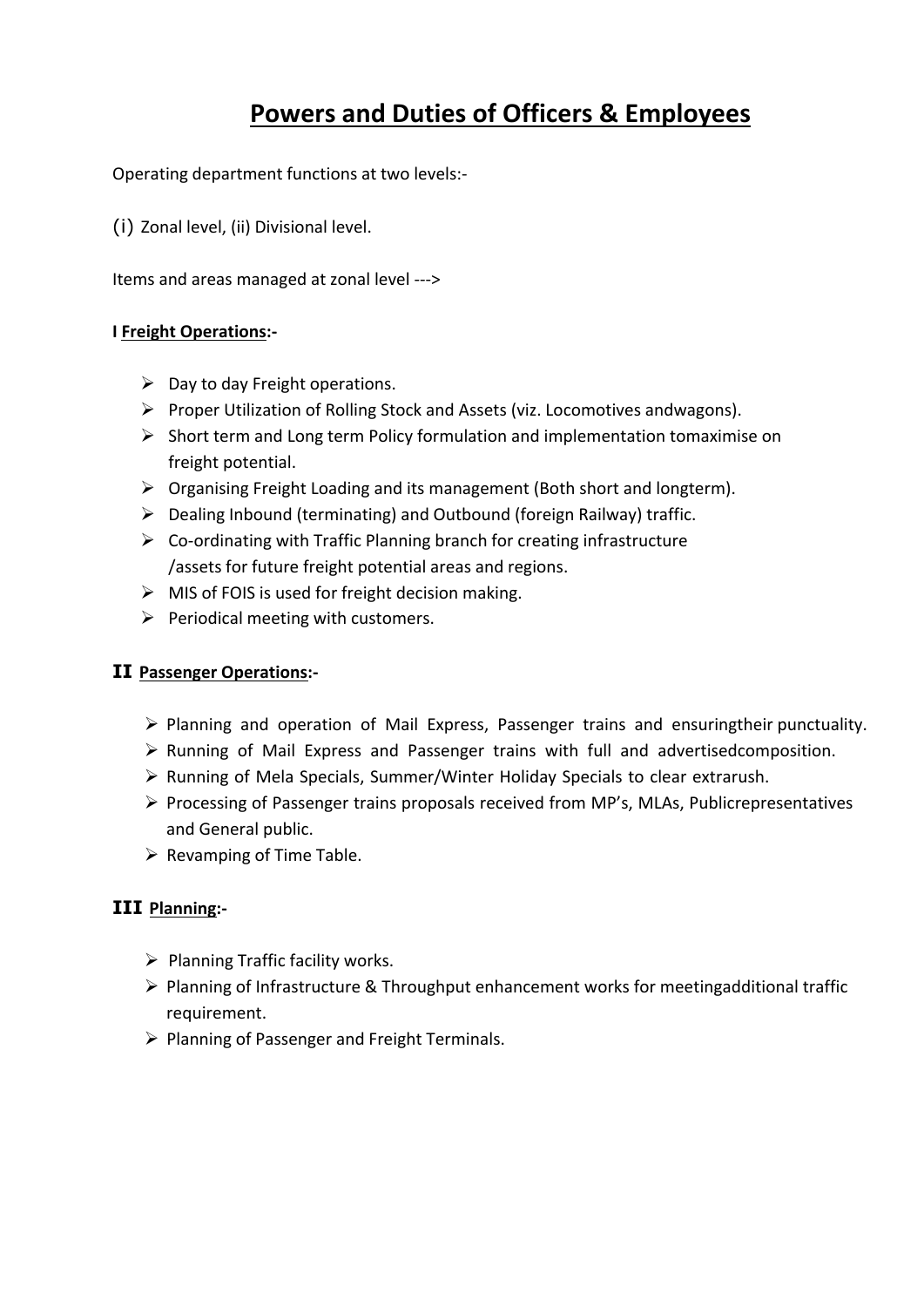# Powers and Duties of Officers & Employees

Operating department functions at two levels:-

(i) Zonal level, (ii) Divisional level.

Items and areas managed at zonal level --->

**I Freight Operations:-**

- Day to day Freight operations.
- Proper Utilization of Rolling Stock and Assets (viz. Locomotives andwagons).
- Short term and Long term Policy formulation and implementation tomaximise on freight potential.
- Organising Freight Loading and its management (Both short and longterm).
- Dealing Inbound (terminating) and Outbound (foreign Railway) traffic.
- Co-ordinating with Traffic Planning branch for creating infrastructure /assets for future freight potential areas and regions.
- MIS of FOIS is used for freight decision making.
- Periodical meeting with customers.

**II Passenger Operations:-**

- Planning and operation of Mail Express, Passenger trains and ensuringtheir punctuality.
- Running of Mail Express and Passenger trains with full and advertisedcomposition.
- Running of Mela Specials, Summer/Winter Holiday Specials to clear extrarush.
- Processing of Passenger trains proposals received from MP's, MLAs, Publicrepresentatives and General public.
- Revamping of Time Table.

**III Planning:-**

- Planning Traffic facility works.
- Planning of Infrastructure & Throughput enhancement works for meetingadditional traffic requirement.
- Planning of Passenger and Freight Terminals.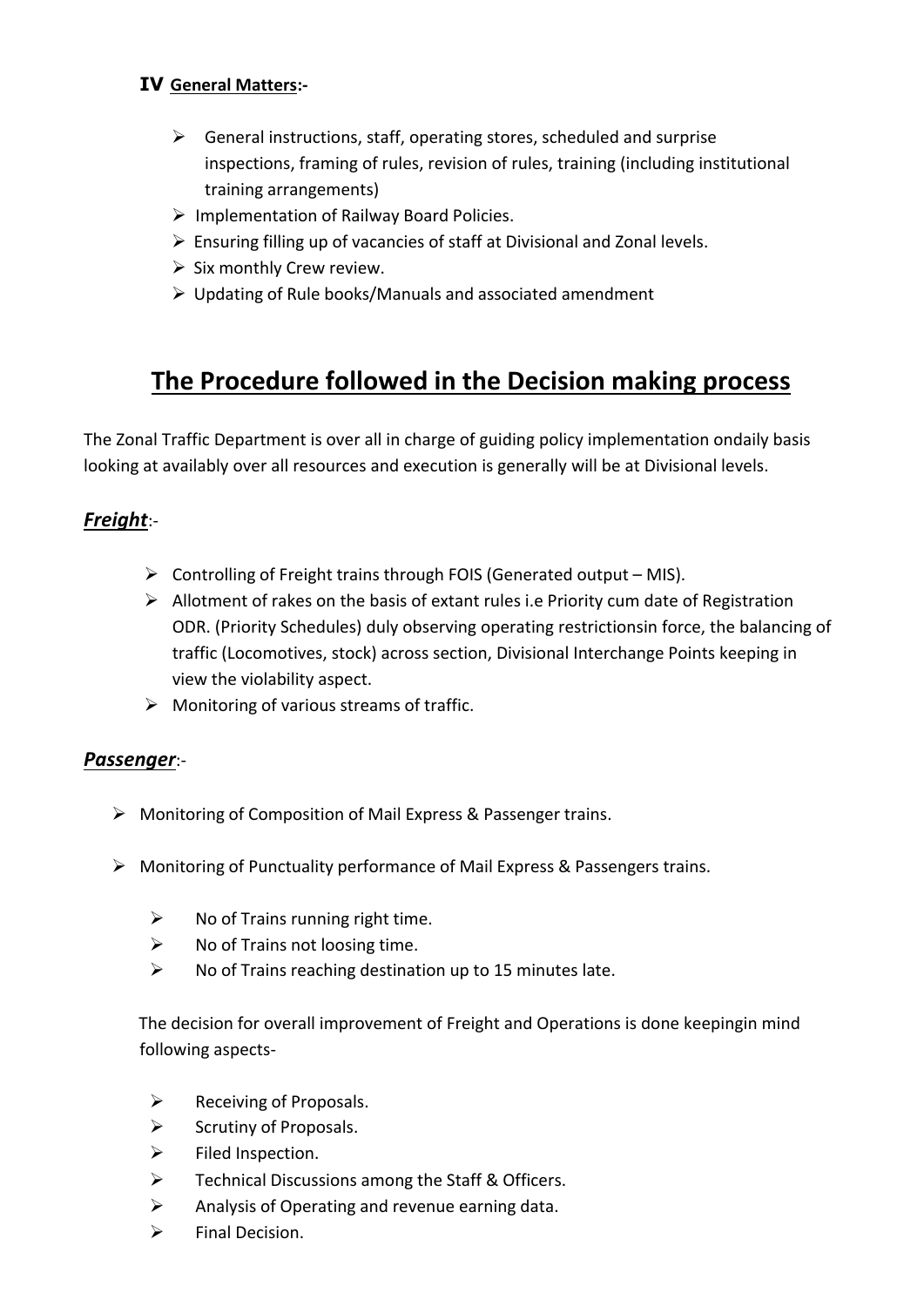**IV General Matters:-**

- General instructions, staff, operating stores, scheduled and surprise inspections, framing of rules, revision of rules, training (including institutional training arrangements)
- Implementation of Railway Board Policies.
- Ensuring filling up of vacancies of staff at Divisional and Zonal levels.
- Six monthly Crew review.
- Updating of Rule books/Manuals and associated amendment

# The Procedure followed in the Decision making process

The Zonal Traffic Department is over all in charge of guiding policy implementation ondaily basis looking at availably over all resources and execution is generally will be at Divisional levels.

## *Freight*:-

- Controlling of Freight trains through FOIS (Generated output – MIS).
- Allotment of rakes on the basis of extant rules i.e Priority cum date of Registration ODR. (Priority Schedules) duly observing operating restrictionsin force, the balancing of traffic (Locomotives, stock) across section, Divisional Interchange Points keeping in view the violability aspect.
- Monitoring of various streams of traffic.

## *Passenger*:-

- Monitoring of Composition of Mail Express & Passenger trains.
- Monitoring of Punctuality performance of Mail Express & Passengers trains.
  - No of Trains running right time.
  - No of Trains not loosing time.
  - No of Trains reaching destination up to 15 minutes late.

The decision for overall improvement of Freight and Operations is done keepingin mind following aspects-

- Receiving of Proposals.
- Scrutiny of Proposals.
- Filed Inspection.
- Technical Discussions among the Staff & Officers.
- Analysis of Operating and revenue earning data.
- Final Decision.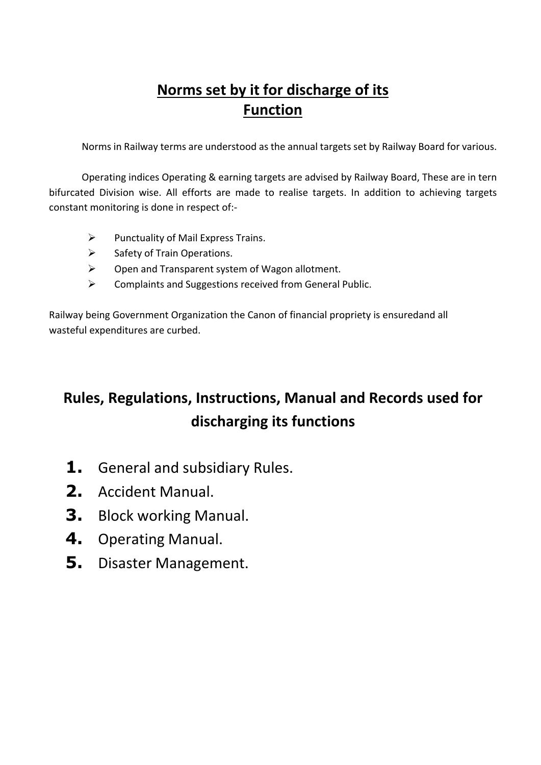## Norms set by it for discharge of its Function

Norms in Railway terms are understood as the annual targets set by Railway Board for various.

Operating indices Operating & earning targets are advised by Railway Board, These are in tern bifurcated Division wise. All efforts are made to realise targets. In addition to achieving targets constant monitoring is done in respect of:-

- Punctuality of Mail Express Trains.
- Safety of Train Operations.
- Open and Transparent system of Wagon allotment.
- Complaints and Suggestions received from General Public.

Railway being Government Organization the Canon of financial propriety is ensuredand all wasteful expenditures are curbed.

## Rules, Regulations, Instructions, Manual and Records used for discharging its functions

1. General and subsidiary Rules.
2. Accident Manual.
3. Block working Manual.
4. Operating Manual.
5. Disaster Management.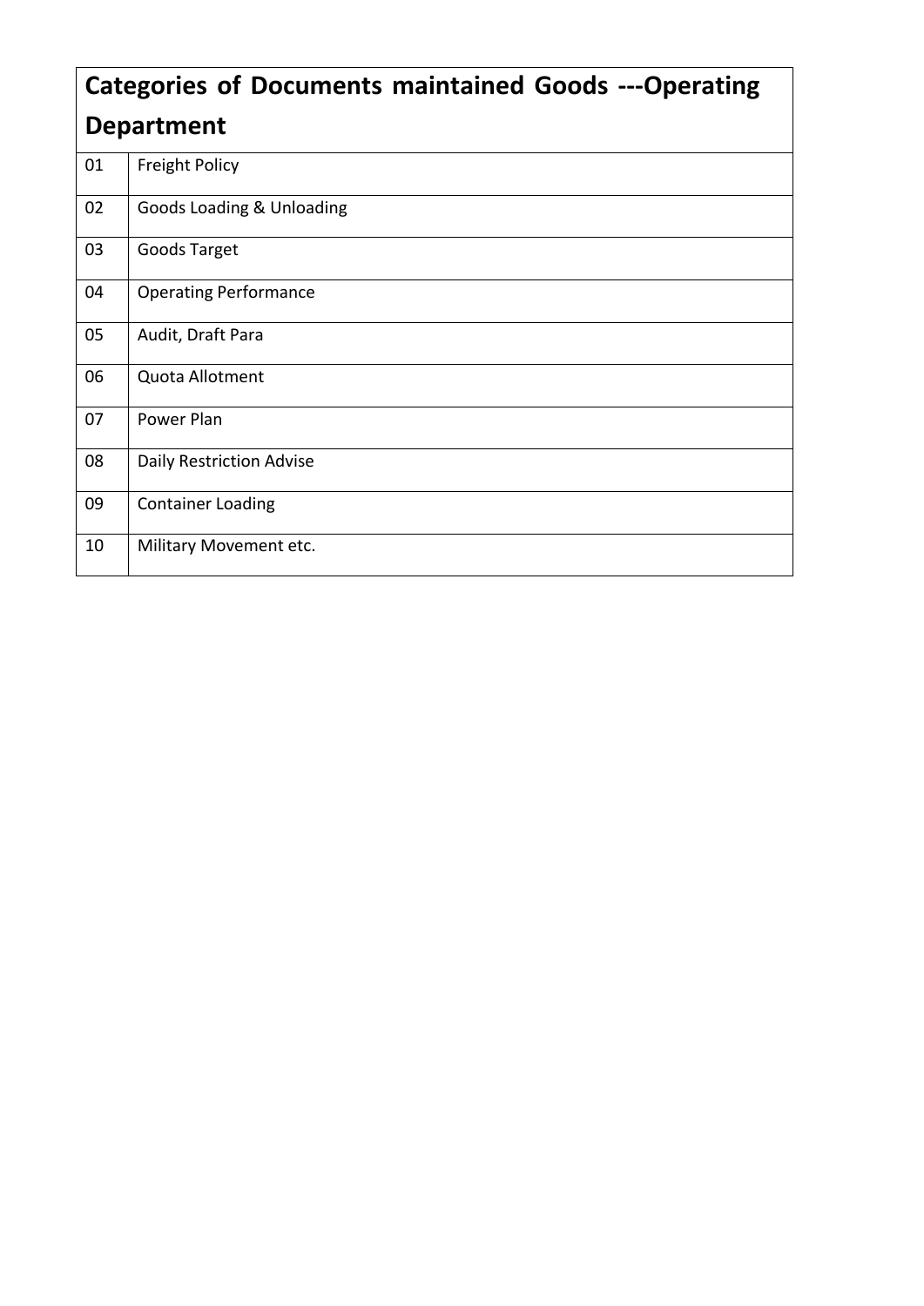| Categories of Documents maintained Goods ---Operating Department | |
|---|---|
| 01 | Freight Policy |
| 02 | Goods Loading & Unloading |
| 03 | Goods Target |
| 04 | Operating Performance |
| 05 | Audit, Draft Para |
| 06 | Quota Allotment |
| 07 | Power Plan |
| 08 | Daily Restriction Advise |
| 09 | Container Loading |
| 10 | Military Movement etc. |